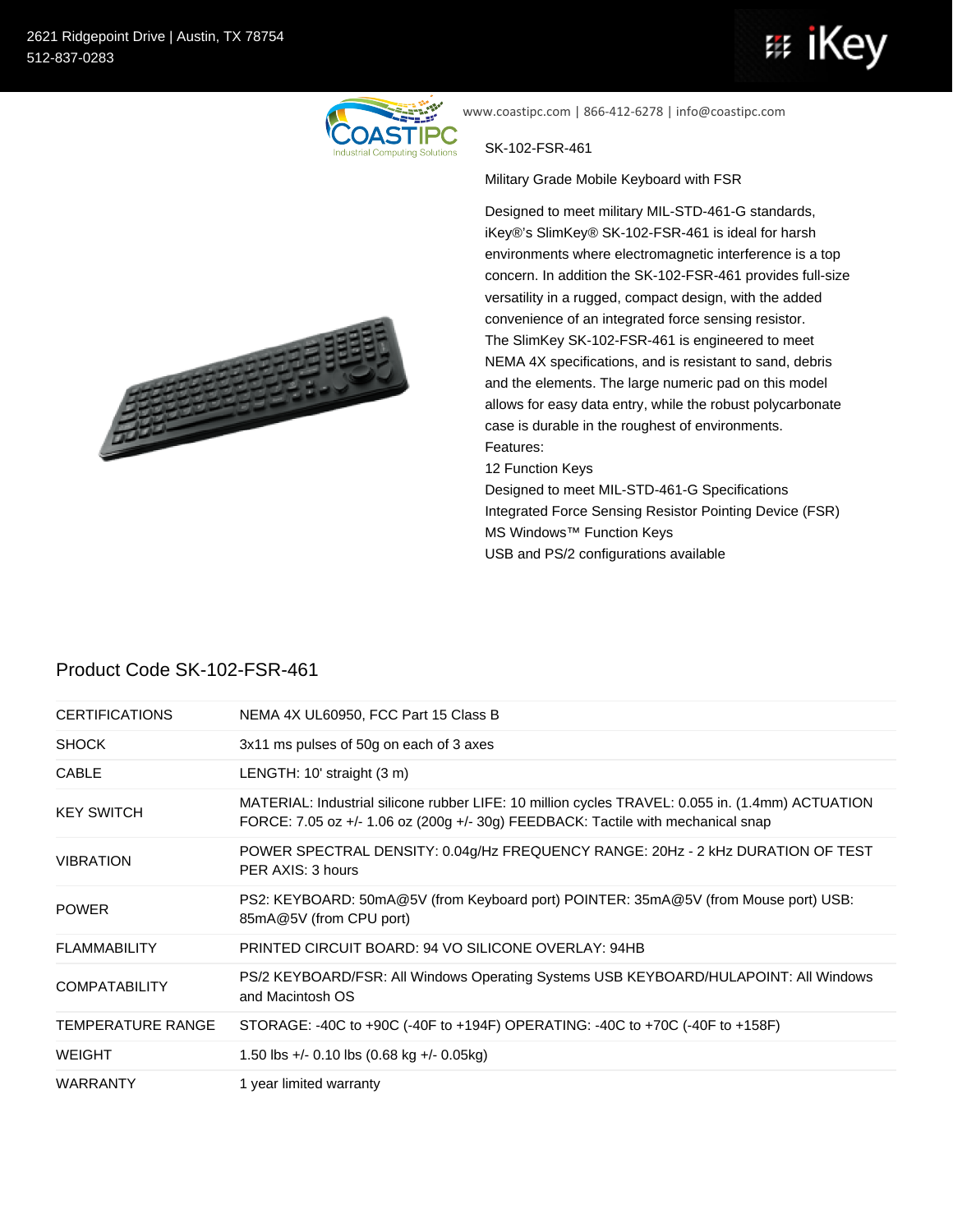2621 Ridgepoint Drive | Austin, TX 78754
512-837-0283

www.coastipc.com | 866-412-6278 | info@coastipc.com

SK-102-FSR-461

Military Grade Mobile Keyboard with FSR

Designed to meet military MIL-STD-461-G standards, iKey®'s SlimKey® SK-102-FSR-461 is ideal for harsh environments where electromagnetic interference is a top concern. In addition the SK-102-FSR-461 provides full-size versatility in a rugged, compact design, with the added convenience of an integrated force sensing resistor.
The SlimKey SK-102-FSR-461 is engineered to meet NEMA 4X specifications, and is resistant to sand, debris and the elements. The large numeric pad on this model allows for easy data entry, while the robust polycarbonate case is durable in the roughest of environments.

Features:

- 12 Function Keys
- Designed to meet MIL-STD-461-G Specifications
- Integrated Force Sensing Resistor Pointing Device (FSR)
- MS Windows™ Function Keys
- USB and PS/2 configurations available

## Product Code SK-102-FSR-461

| | |
|---|---|
| CERTIFICATIONS | NEMA 4X UL60950, FCC Part 15 Class B |
| SHOCK | 3x11 ms pulses of 50g on each of 3 axes |
| CABLE | LENGTH: 10' straight (3 m) |
| KEY SWITCH | MATERIAL: Industrial silicone rubber LIFE: 10 million cycles TRAVEL: 0.055 in. (1.4mm) ACTUATION FORCE: 7.05 oz +/- 1.06 oz (200g +/- 30g) FEEDBACK: Tactile with mechanical snap |
| VIBRATION | POWER SPECTRAL DENSITY: 0.04g/Hz FREQUENCY RANGE: 20Hz - 2 kHz DURATION OF TEST PER AXIS: 3 hours |
| POWER | PS2: KEYBOARD: 50mA@5V (from Keyboard port) POINTER: 35mA@5V (from Mouse port) USB: 85mA@5V (from CPU port) |
| FLAMMABILITY | PRINTED CIRCUIT BOARD: 94 VO SILICONE OVERLAY: 94HB |
| COMPATABILITY | PS/2 KEYBOARD/FSR: All Windows Operating Systems USB KEYBOARD/HULAPOINT: All Windows and Macintosh OS |
| TEMPERATURE RANGE | STORAGE: -40C to +90C (-40F to +194F) OPERATING: -40C to +70C (-40F to +158F) |
| WEIGHT | 1.50 lbs +/- 0.10 lbs (0.68 kg +/- 0.05kg) |
| WARRANTY | 1 year limited warranty |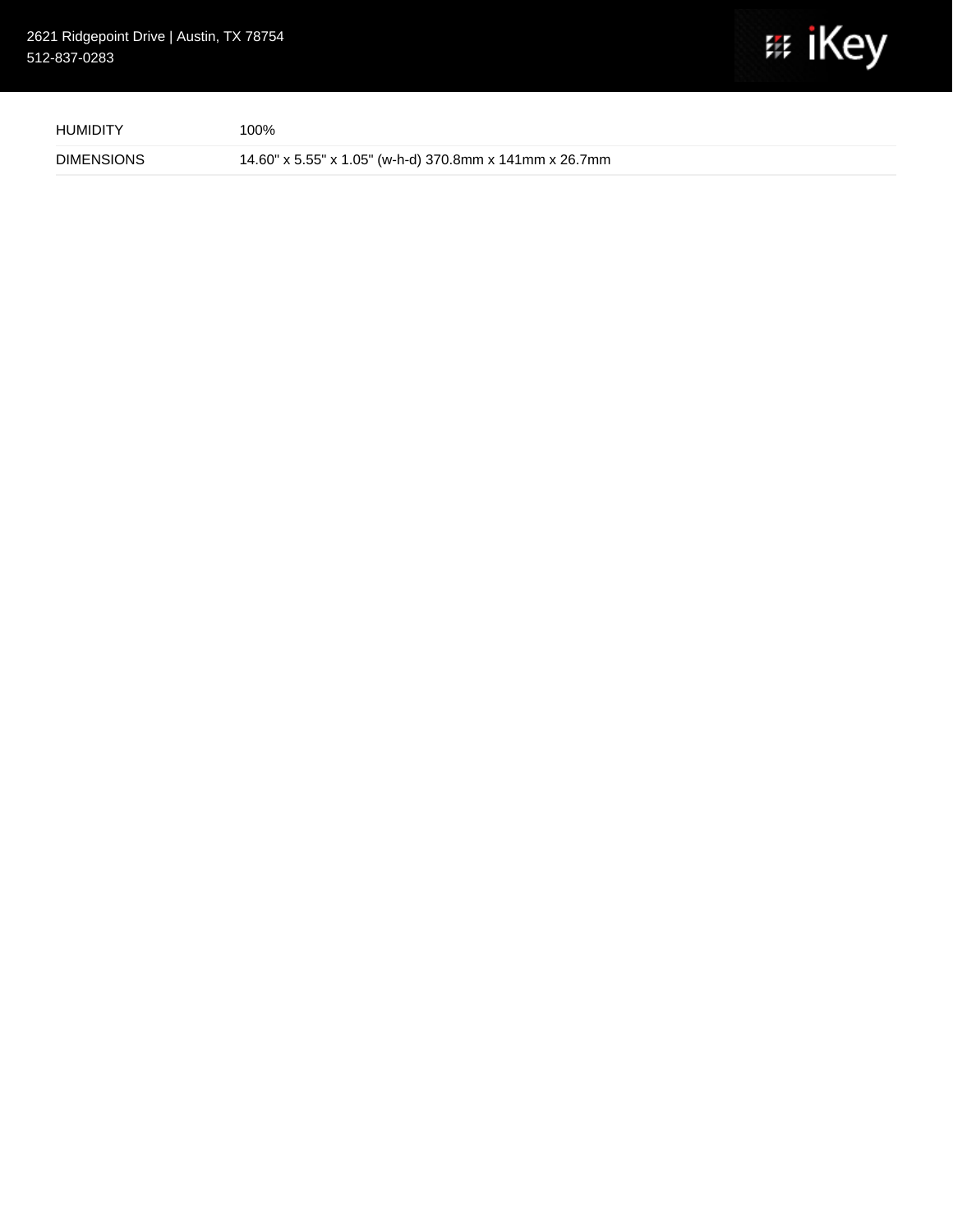| | |
|---|---|
| HUMIDITY | 100% |
| DIMENSIONS | 14.60" x 5.55" x 1.05" (w-h-d) 370.8mm x 141mm x 26.7mm |